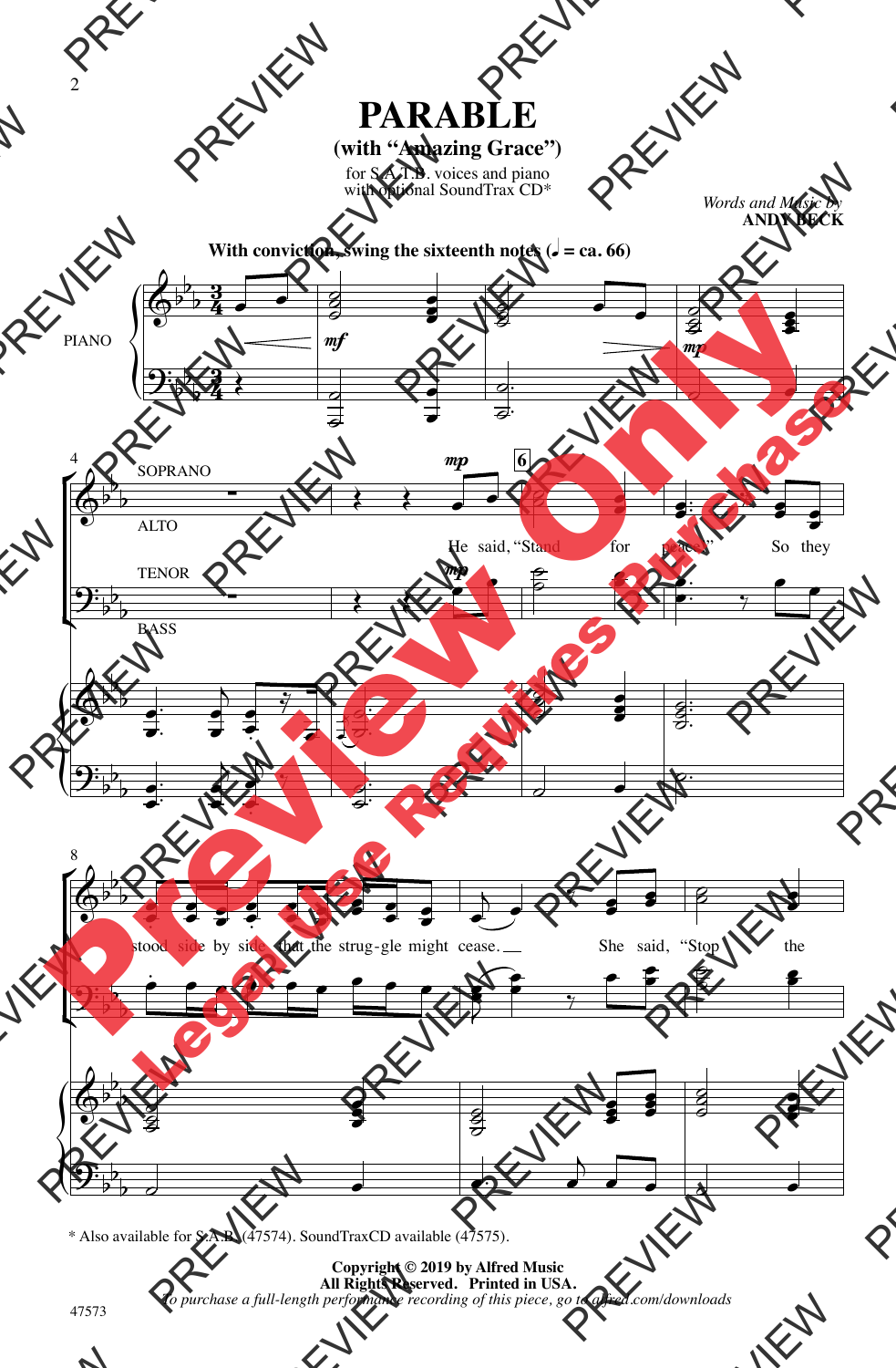# PARABLE

## (with "Amazing Grace")

for S.A.T.B. voices and piano
with optional SoundTrax CD*

*Words and Music by*
**ANDY BECK**

**With conviction, swing the sixteenth notes (♩ = ca. 66)**

PIANO

SOPRANO

ALTO

TENOR

BASS

He said, "Stand for peace." So they stood side by side that the strug-gle might cease. She said, "Stop the

\* Also available for S.A.B. (47574). SoundTraxCD available (47575).

**Copyright © 2019 by Alfred Music**
**All Rights Reserved. Printed in USA.**
*To purchase a full-length performance recording of this piece, go to alfred.com/downloads*

47573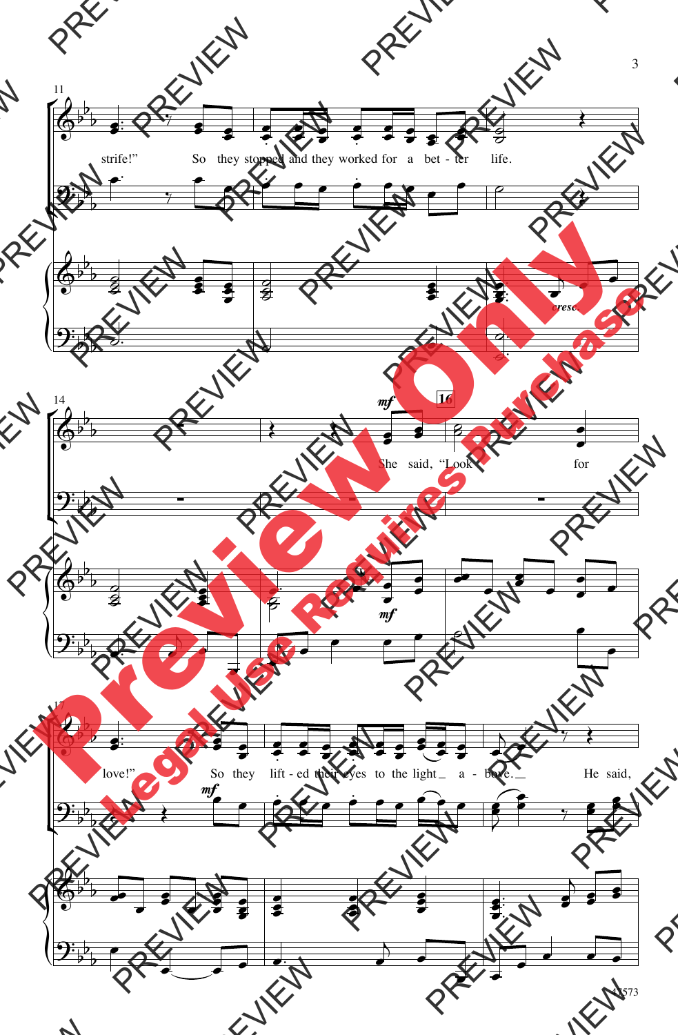strife!" So they stopped and they worked for a bet - ter life.

She said, "Look for

love!" So they lift - ed their eyes to the light a - bove. He said,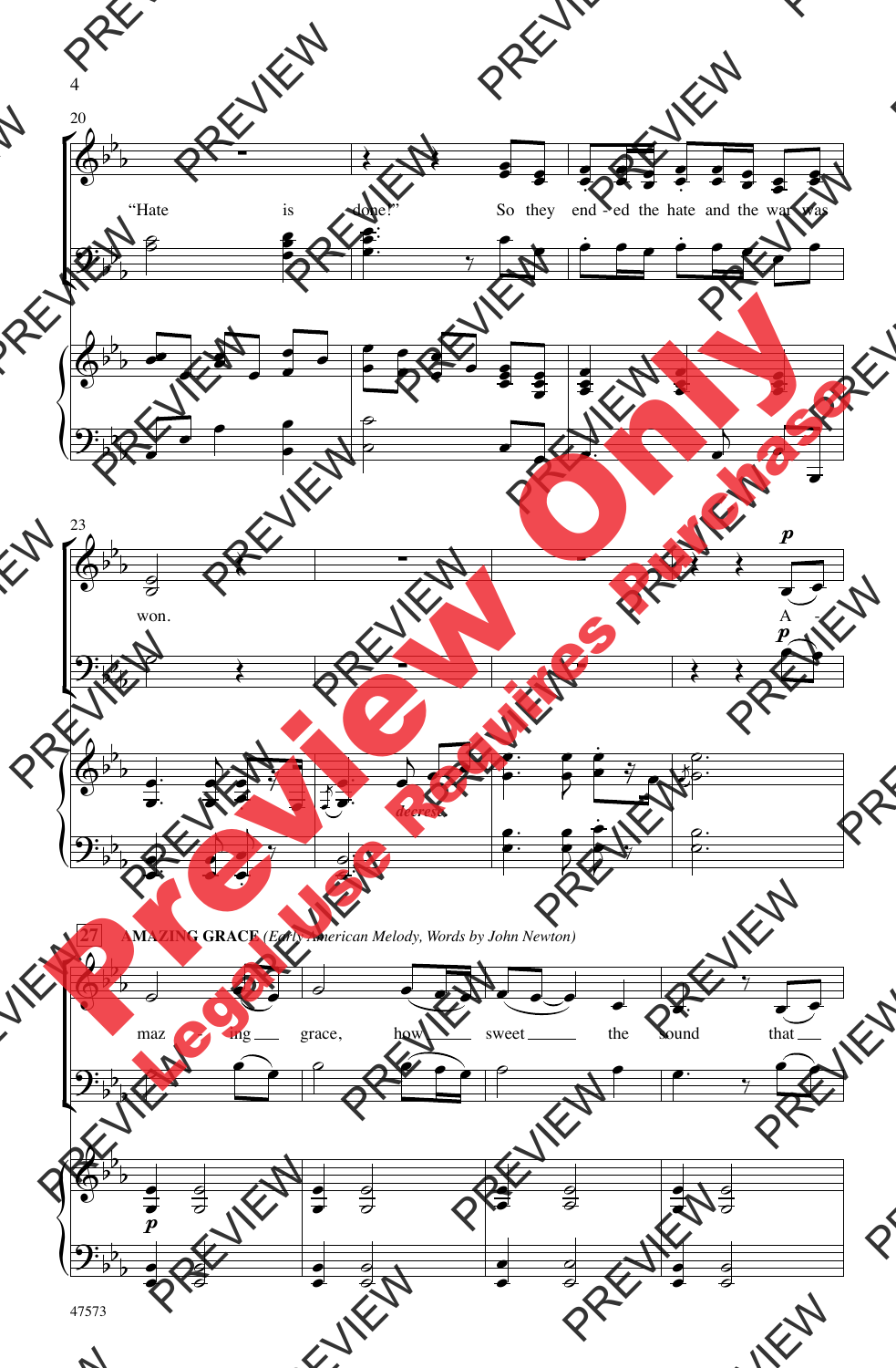**27** **AMAZING GRACE** *(Early American Melody, Words by John Newton)*

"Hate is done!" So they end - ed the hate and the war was won.

A - maz - ing grace, how sweet the sound that

*decresc.*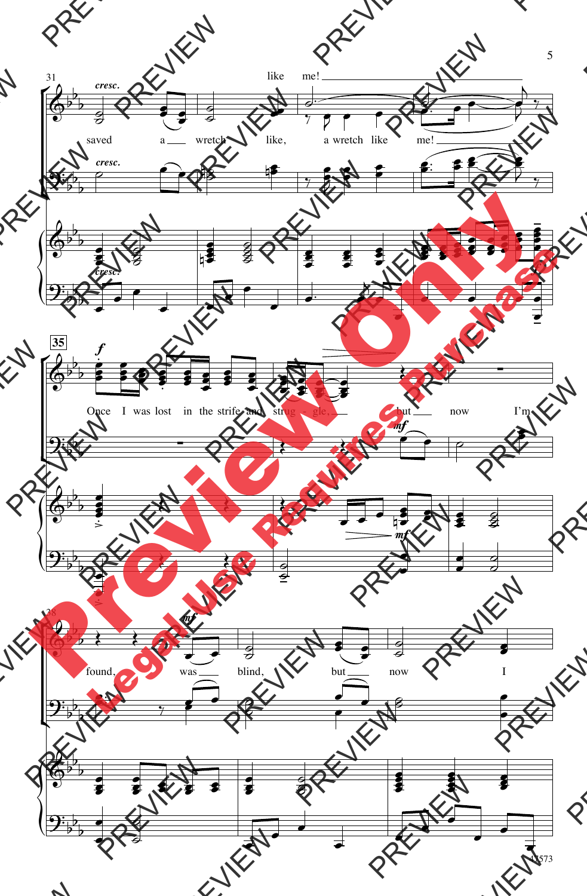like me!

*cresc.*

saved a wretch like, a wretch like me!

*cresc.*

*f*

Once I was lost in the strife and strug - gle, but now I'm

*mf*

found, was blind, but now I

*mf*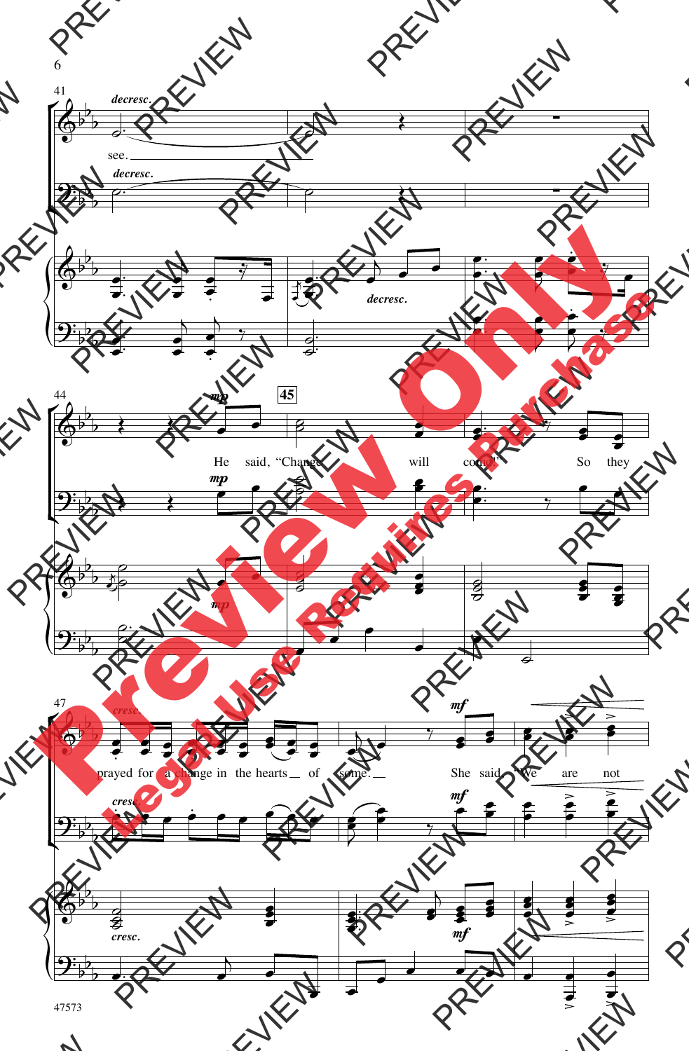41

*decresc.*

see.

*decresc.*

*decresc.*

44

*mp*

**45**

He said, "Change will come." So they

*mp*

*mp*

47

*cresc.*

prayed for a change in the hearts of some.

*mf*

She said, "We are not

*cresc.*

*mf*

*cresc.*

*mf*

47573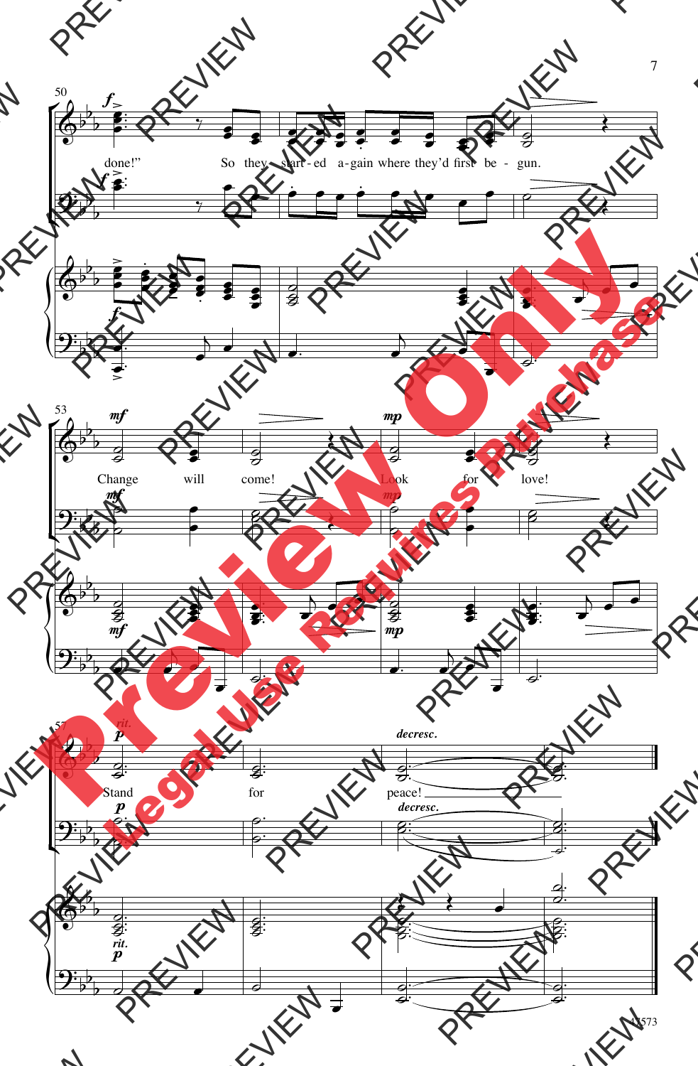done!" So they start-ed a-gain where they'd first be-gun.

Change will come! Look for love!

Stand for peace!